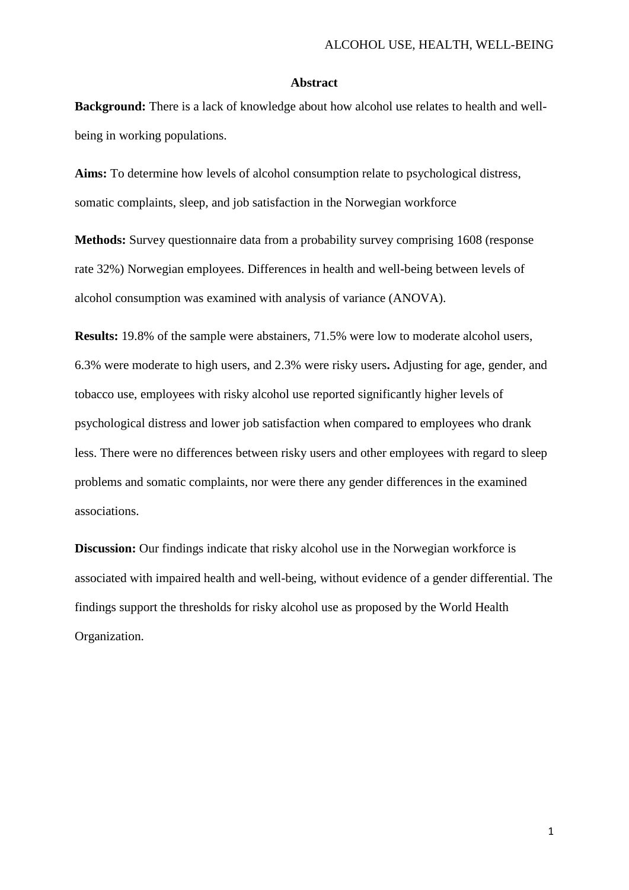## Abstract

**Background:** There is a lack of knowledge about how alcohol use relates to health and well-being in working populations.

**Aims:** To determine how levels of alcohol consumption relate to psychological distress, somatic complaints, sleep, and job satisfaction in the Norwegian workforce

**Methods:** Survey questionnaire data from a probability survey comprising 1608 (response rate 32%) Norwegian employees. Differences in health and well-being between levels of alcohol consumption was examined with analysis of variance (ANOVA).

**Results:** 19.8% of the sample were abstainers, 71.5% were low to moderate alcohol users, 6.3% were moderate to high users, and 2.3% were risky users**.** Adjusting for age, gender, and tobacco use, employees with risky alcohol use reported significantly higher levels of psychological distress and lower job satisfaction when compared to employees who drank less. There were no differences between risky users and other employees with regard to sleep problems and somatic complaints, nor were there any gender differences in the examined associations.

**Discussion:** Our findings indicate that risky alcohol use in the Norwegian workforce is associated with impaired health and well-being, without evidence of a gender differential. The findings support the thresholds for risky alcohol use as proposed by the World Health Organization.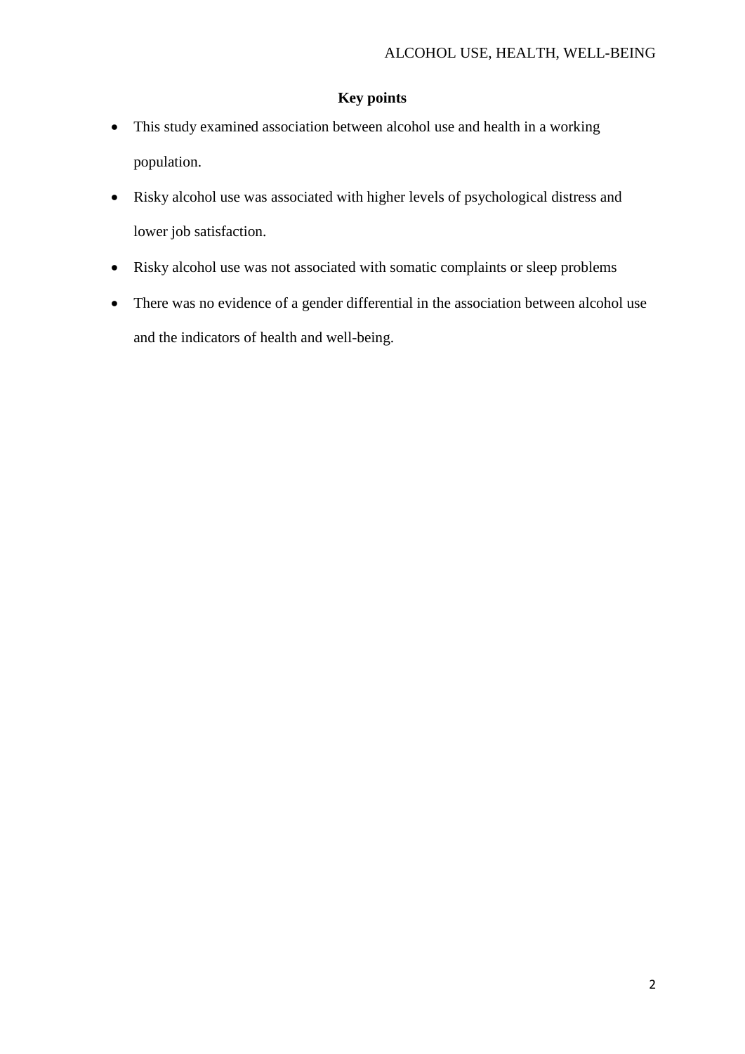## Key points

- This study examined association between alcohol use and health in a working population.
- Risky alcohol use was associated with higher levels of psychological distress and lower job satisfaction.
- Risky alcohol use was not associated with somatic complaints or sleep problems
- There was no evidence of a gender differential in the association between alcohol use and the indicators of health and well-being.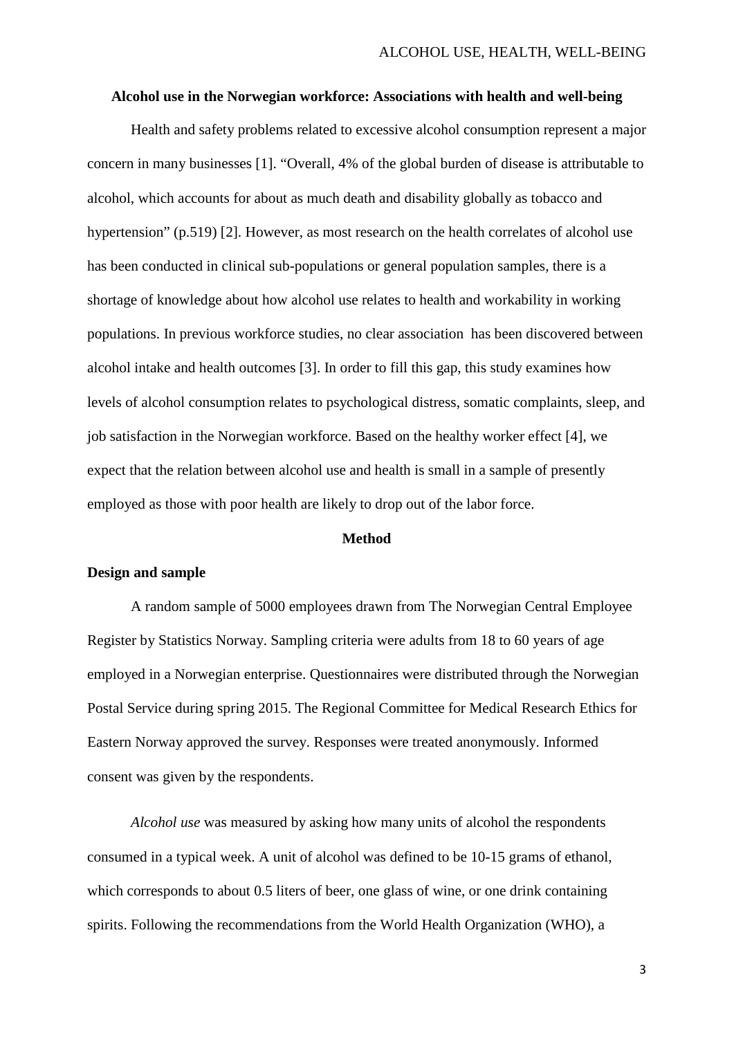**Alcohol use in the Norwegian workforce: Associations with health and well-being**

Health and safety problems related to excessive alcohol consumption represent a major concern in many businesses [1]. "Overall, 4% of the global burden of disease is attributable to alcohol, which accounts for about as much death and disability globally as tobacco and hypertension" (p.519) [2]. However, as most research on the health correlates of alcohol use has been conducted in clinical sub-populations or general population samples, there is a shortage of knowledge about how alcohol use relates to health and workability in working populations. In previous workforce studies, no clear association has been discovered between alcohol intake and health outcomes [3]. In order to fill this gap, this study examines how levels of alcohol consumption relates to psychological distress, somatic complaints, sleep, and job satisfaction in the Norwegian workforce. Based on the healthy worker effect [4], we expect that the relation between alcohol use and health is small in a sample of presently employed as those with poor health are likely to drop out of the labor force.

## Method

### Design and sample

A random sample of 5000 employees drawn from The Norwegian Central Employee Register by Statistics Norway. Sampling criteria were adults from 18 to 60 years of age employed in a Norwegian enterprise. Questionnaires were distributed through the Norwegian Postal Service during spring 2015. The Regional Committee for Medical Research Ethics for Eastern Norway approved the survey. Responses were treated anonymously. Informed consent was given by the respondents.

*Alcohol use* was measured by asking how many units of alcohol the respondents consumed in a typical week. A unit of alcohol was defined to be 10-15 grams of ethanol, which corresponds to about 0.5 liters of beer, one glass of wine, or one drink containing spirits. Following the recommendations from the World Health Organization (WHO), a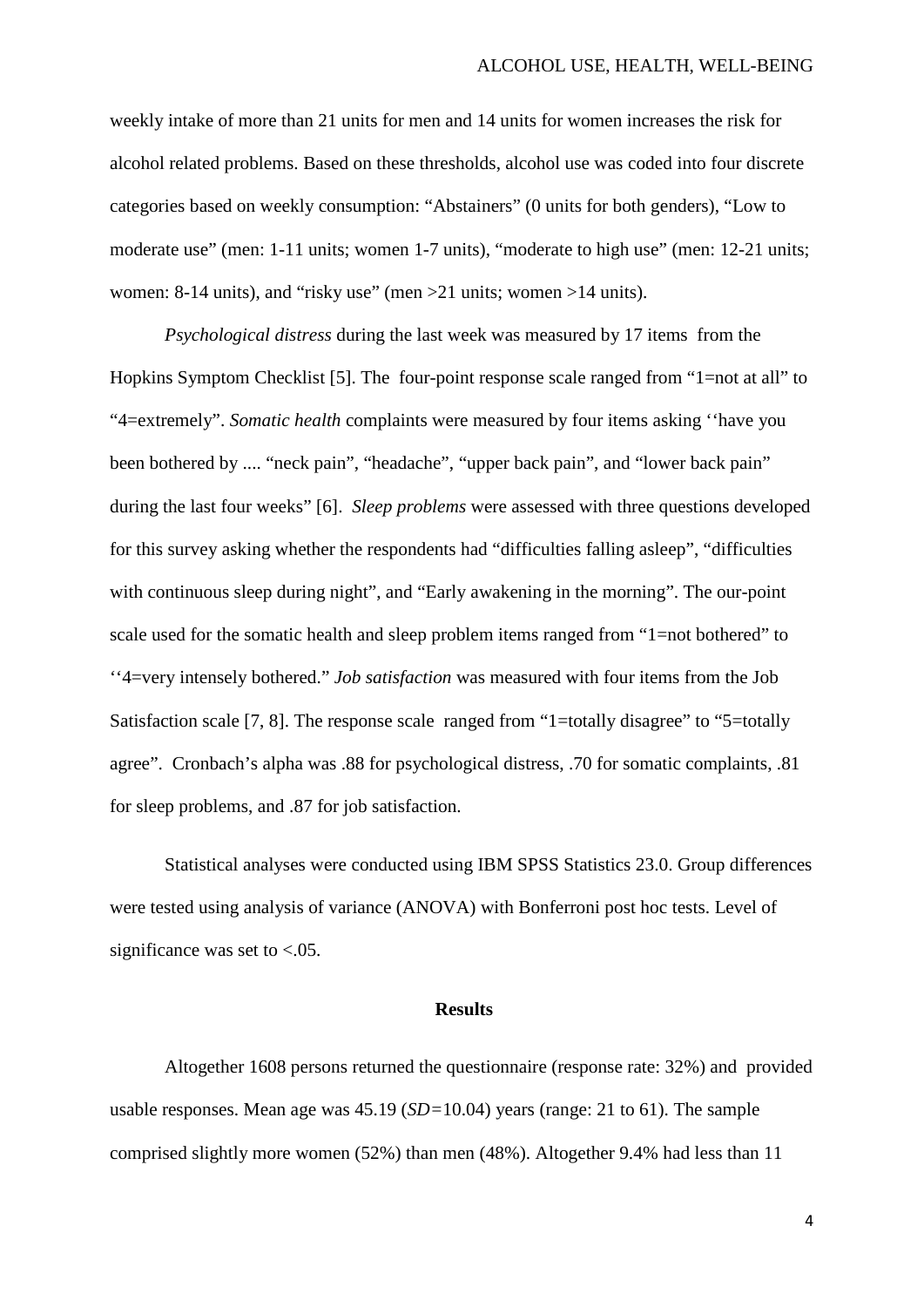weekly intake of more than 21 units for men and 14 units for women increases the risk for alcohol related problems. Based on these thresholds, alcohol use was coded into four discrete categories based on weekly consumption: "Abstainers" (0 units for both genders), "Low to moderate use" (men: 1-11 units; women 1-7 units), "moderate to high use" (men: 12-21 units; women: 8-14 units), and "risky use" (men >21 units; women >14 units).

*Psychological distress* during the last week was measured by 17 items from the Hopkins Symptom Checklist [5]. The four-point response scale ranged from "1=not at all" to "4=extremely". *Somatic health* complaints were measured by four items asking ''have you been bothered by .... "neck pain", "headache", "upper back pain", and "lower back pain" during the last four weeks" [6]. *Sleep problems* were assessed with three questions developed for this survey asking whether the respondents had "difficulties falling asleep", "difficulties with continuous sleep during night", and "Early awakening in the morning". The our-point scale used for the somatic health and sleep problem items ranged from "1=not bothered" to ''4=very intensely bothered." *Job satisfaction* was measured with four items from the Job Satisfaction scale [7, 8]. The response scale ranged from "1=totally disagree" to "5=totally agree". Cronbach's alpha was .88 for psychological distress, .70 for somatic complaints, .81 for sleep problems, and .87 for job satisfaction.

Statistical analyses were conducted using IBM SPSS Statistics 23.0. Group differences were tested using analysis of variance (ANOVA) with Bonferroni post hoc tests. Level of significance was set to <.05.

## Results

Altogether 1608 persons returned the questionnaire (response rate: 32%) and provided usable responses. Mean age was 45.19 (*SD*=10.04) years (range: 21 to 61). The sample comprised slightly more women (52%) than men (48%). Altogether 9.4% had less than 11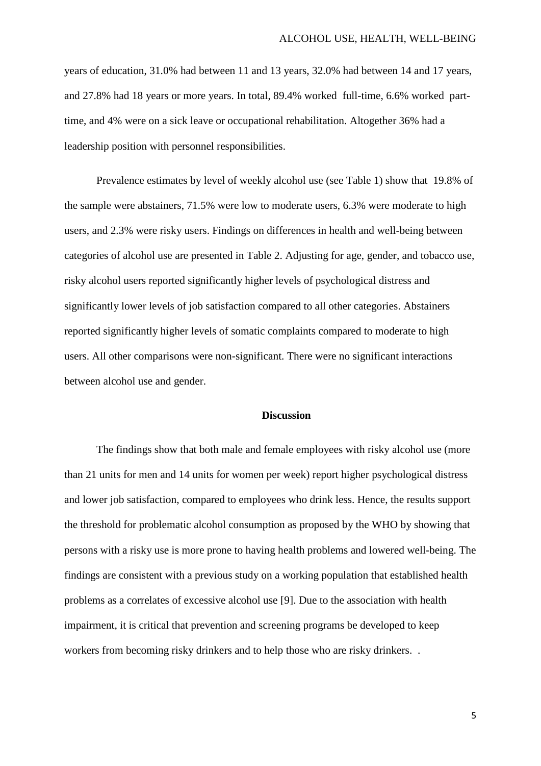years of education, 31.0% had between 11 and 13 years, 32.0% had between 14 and 17 years, and 27.8% had 18 years or more years. In total, 89.4% worked full-time, 6.6% worked part-time, and 4% were on a sick leave or occupational rehabilitation. Altogether 36% had a leadership position with personnel responsibilities.

Prevalence estimates by level of weekly alcohol use (see Table 1) show that 19.8% of the sample were abstainers, 71.5% were low to moderate users, 6.3% were moderate to high users, and 2.3% were risky users. Findings on differences in health and well-being between categories of alcohol use are presented in Table 2. Adjusting for age, gender, and tobacco use, risky alcohol users reported significantly higher levels of psychological distress and significantly lower levels of job satisfaction compared to all other categories. Abstainers reported significantly higher levels of somatic complaints compared to moderate to high users. All other comparisons were non-significant. There were no significant interactions between alcohol use and gender.

## Discussion

The findings show that both male and female employees with risky alcohol use (more than 21 units for men and 14 units for women per week) report higher psychological distress and lower job satisfaction, compared to employees who drink less. Hence, the results support the threshold for problematic alcohol consumption as proposed by the WHO by showing that persons with a risky use is more prone to having health problems and lowered well-being. The findings are consistent with a previous study on a working population that established health problems as a correlates of excessive alcohol use [9]. Due to the association with health impairment, it is critical that prevention and screening programs be developed to keep workers from becoming risky drinkers and to help those who are risky drinkers. .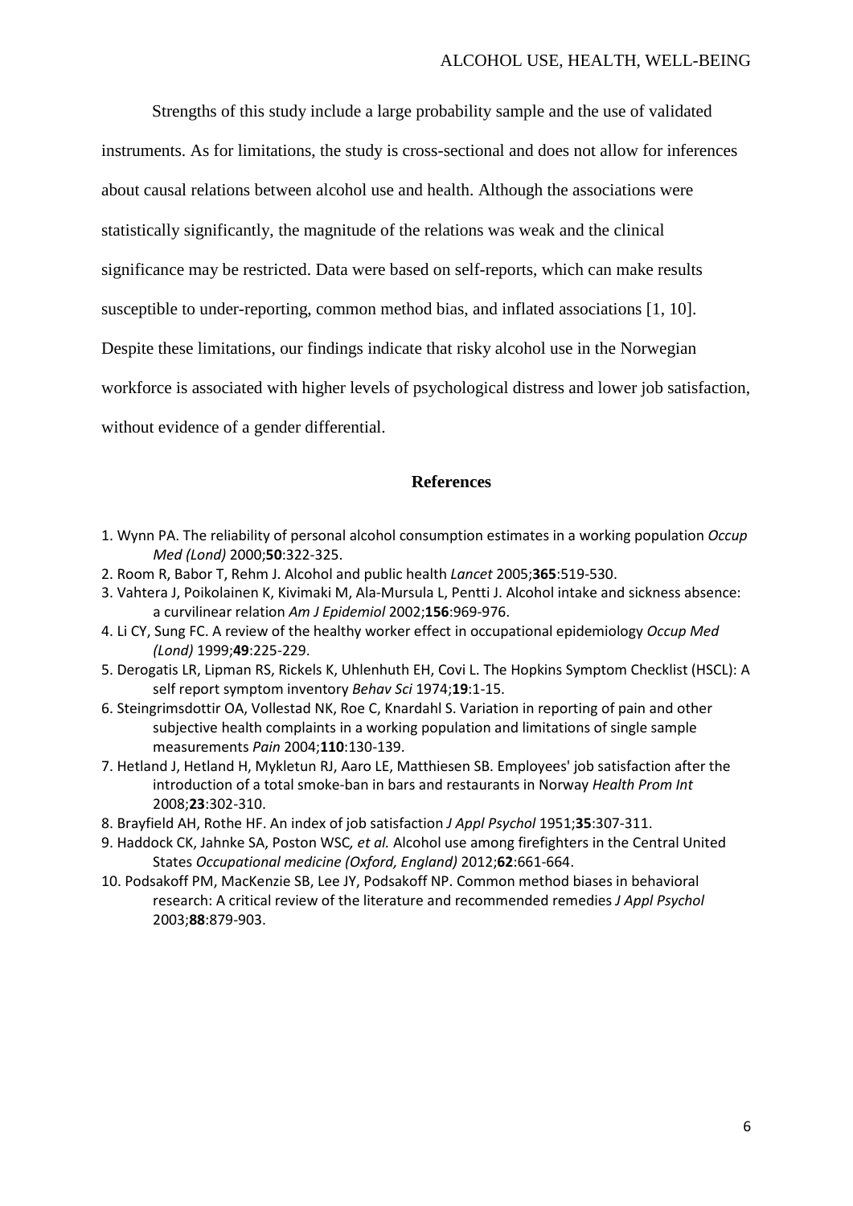Strengths of this study include a large probability sample and the use of validated instruments. As for limitations, the study is cross-sectional and does not allow for inferences about causal relations between alcohol use and health. Although the associations were statistically significantly, the magnitude of the relations was weak and the clinical significance may be restricted. Data were based on self-reports, which can make results susceptible to under-reporting, common method bias, and inflated associations [1, 10]. Despite these limitations, our findings indicate that risky alcohol use in the Norwegian workforce is associated with higher levels of psychological distress and lower job satisfaction, without evidence of a gender differential.

## References

1. Wynn PA. The reliability of personal alcohol consumption estimates in a working population *Occup Med (Lond)* 2000;**50**:322-325.
2. Room R, Babor T, Rehm J. Alcohol and public health *Lancet* 2005;**365**:519-530.
3. Vahtera J, Poikolainen K, Kivimaki M, Ala-Mursula L, Pentti J. Alcohol intake and sickness absence: a curvilinear relation *Am J Epidemiol* 2002;**156**:969-976.
4. Li CY, Sung FC. A review of the healthy worker effect in occupational epidemiology *Occup Med (Lond)* 1999;**49**:225-229.
5. Derogatis LR, Lipman RS, Rickels K, Uhlenhuth EH, Covi L. The Hopkins Symptom Checklist (HSCL): A self report symptom inventory *Behav Sci* 1974;**19**:1-15.
6. Steingrimsdottir OA, Vollestad NK, Roe C, Knardahl S. Variation in reporting of pain and other subjective health complaints in a working population and limitations of single sample measurements *Pain* 2004;**110**:130-139.
7. Hetland J, Hetland H, Mykletun RJ, Aaro LE, Matthiesen SB. Employees' job satisfaction after the introduction of a total smoke-ban in bars and restaurants in Norway *Health Prom Int* 2008;**23**:302-310.
8. Brayfield AH, Rothe HF. An index of job satisfaction *J Appl Psychol* 1951;**35**:307-311.
9. Haddock CK, Jahnke SA, Poston WSC*, et al.* Alcohol use among firefighters in the Central United States *Occupational medicine (Oxford, England)* 2012;**62**:661-664.
10. Podsakoff PM, MacKenzie SB, Lee JY, Podsakoff NP. Common method biases in behavioral research: A critical review of the literature and recommended remedies *J Appl Psychol* 2003;**88**:879-903.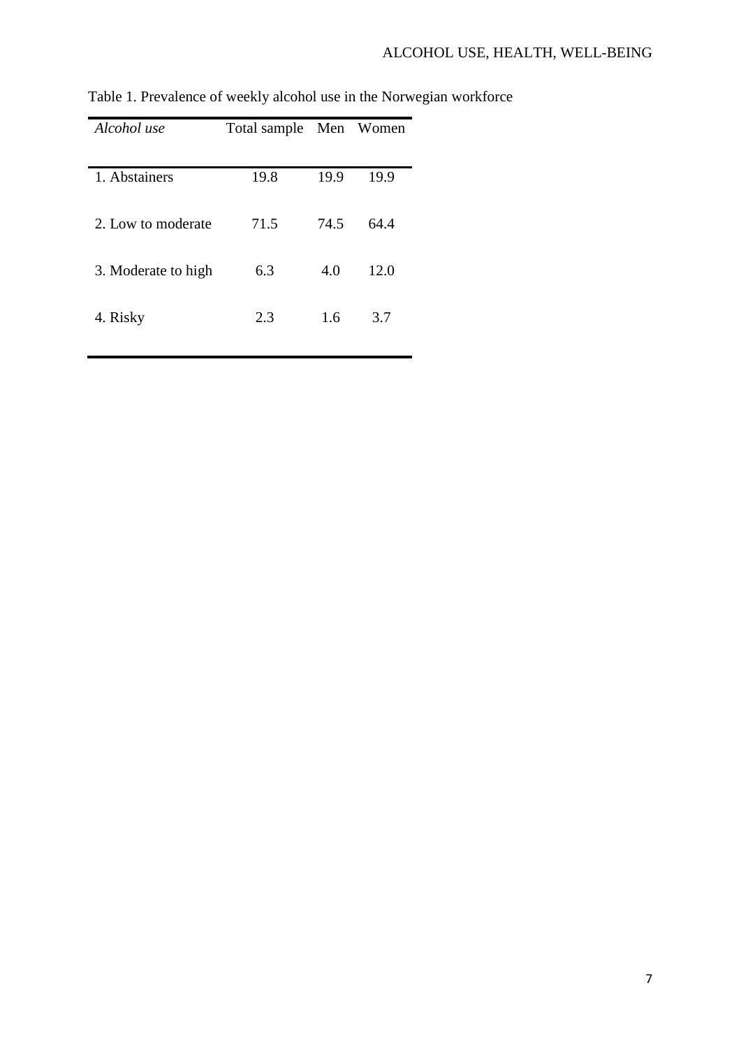Table 1. Prevalence of weekly alcohol use in the Norwegian workforce

| *Alcohol use* | Total sample | Men | Women |
|---|---|---|---|
| 1. Abstainers | 19.8 | 19.9 | 19.9 |
| 2. Low to moderate | 71.5 | 74.5 | 64.4 |
| 3. Moderate to high | 6.3 | 4.0 | 12.0 |
| 4. Risky | 2.3 | 1.6 | 3.7 |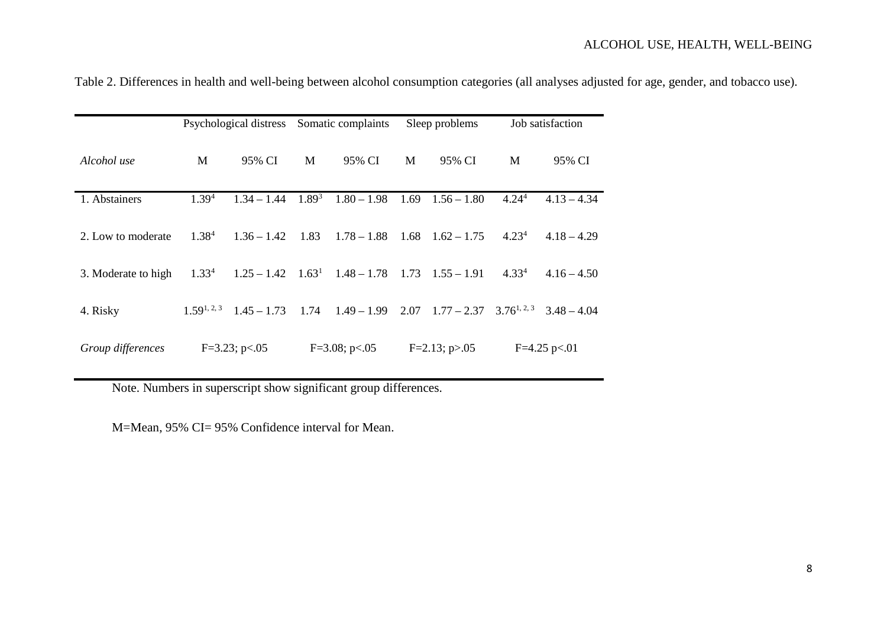Table 2. Differences in health and well-being between alcohol consumption categories (all analyses adjusted for age, gender, and tobacco use).

| | Psychological distress | | Somatic complaints | | Sleep problems | | Job satisfaction | |
|---|---|---|---|---|---|---|---|---|
| *Alcohol use* | M | 95% CI | M | 95% CI | M | 95% CI | M | 95% CI |
| 1. Abstainers | $1.39^{4}$ | 1.34 – 1.44 | $1.89^{3}$ | 1.80 – 1.98 | 1.69 | 1.56 – 1.80 | $4.24^{4}$ | 4.13 – 4.34 |
| 2. Low to moderate | $1.38^{4}$ | 1.36 – 1.42 | 1.83 | 1.78 – 1.88 | 1.68 | 1.62 – 1.75 | $4.23^{4}$ | 4.18 – 4.29 |
| 3. Moderate to high | $1.33^{4}$ | 1.25 – 1.42 | $1.63^{1}$ | 1.48 – 1.78 | 1.73 | 1.55 – 1.91 | $4.33^{4}$ | 4.16 – 4.50 |
| 4. Risky | $1.59^{1, 2, 3}$ | 1.45 – 1.73 | 1.74 | 1.49 – 1.99 | 2.07 | 1.77 – 2.37 | $3.76^{1, 2, 3}$ | 3.48 – 4.04 |
| *Group differences* | $F=3.23$; $p<.05$ | | $F=3.08$; $p<.05$ | | $F=2.13$; $p>.05$ | | $F=4.25$ $p<.01$ | |

Note. Numbers in superscript show significant group differences.

M=Mean, 95% CI= 95% Confidence interval for Mean.